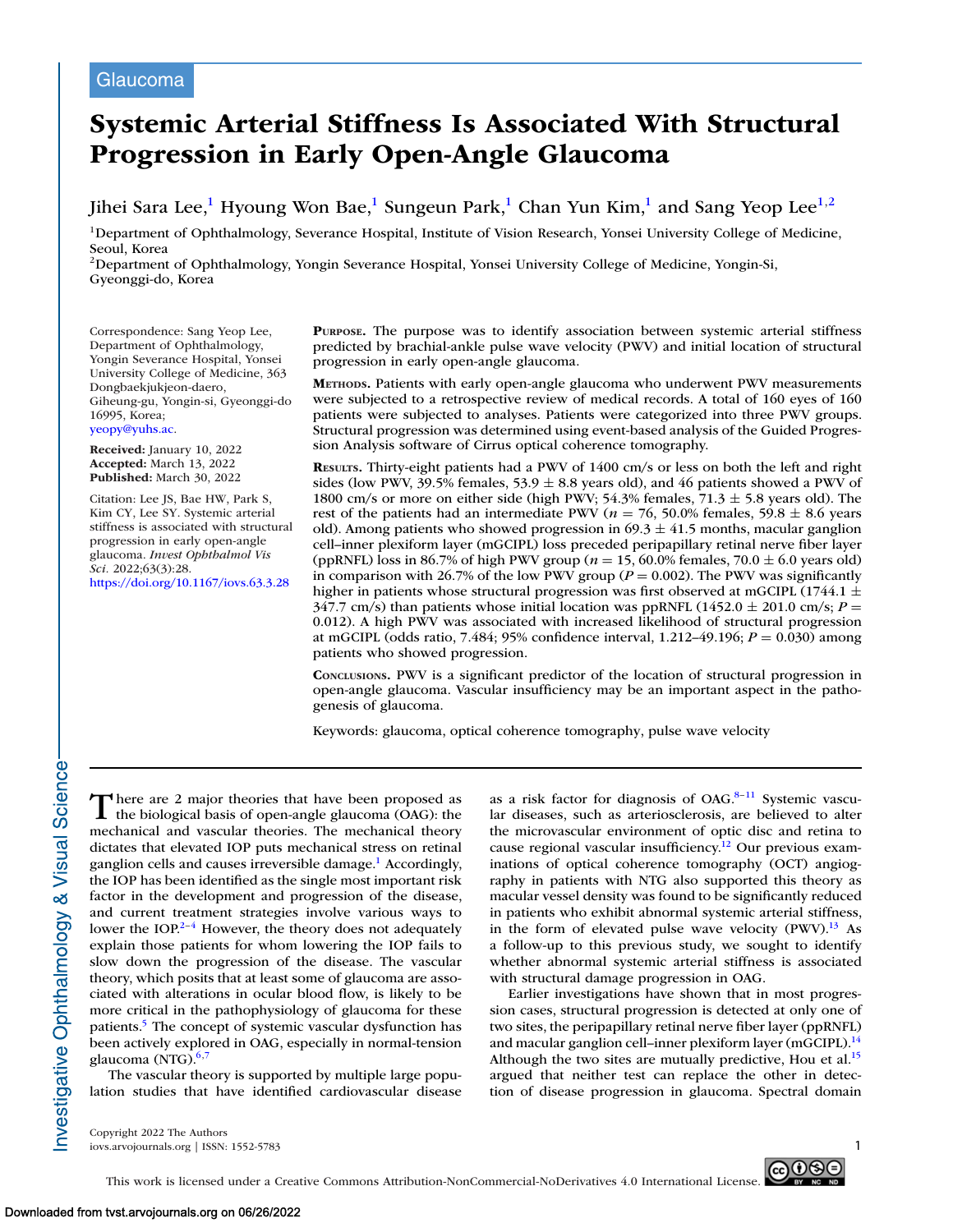Glaucoma

# Systemic Arterial Stiffness Is Associated With Structural Progression in Early Open-Angle Glaucoma

Jihei Sara Lee,[1] Hyoung Won Bae,[1] Sungeun Park,[1] Chan Yun Kim,[1] and Sang Yeop Lee[1,2]

[1]Department of Ophthalmology, Severance Hospital, Institute of Vision Research, Yonsei University College of Medicine, Seoul, Korea

[2]Department of Ophthalmology, Yongin Severance Hospital, Yonsei University College of Medicine, Yongin-Si, Gyeonggi-do, Korea

Correspondence: Sang Yeop Lee, Department of Ophthalmology, Yongin Severance Hospital, Yonsei University College of Medicine, 363 Dongbaekjukjeon-daero, Giheung-gu, Yongin-si, Gyeonggi-do 16995, Korea; yeopy@yuhs.ac.

**Received:** January 10, 2022
**Accepted:** March 13, 2022
**Published:** March 30, 2022

Citation: Lee JS, Bae HW, Park S, Kim CY, Lee SY. Systemic arterial stiffness is associated with structural progression in early open-angle glaucoma. *Invest Ophthalmol Vis Sci.* 2022;63(3):28. https://doi.org/10.1167/iovs.63.3.28

**Purpose.** The purpose was to identify association between systemic arterial stiffness predicted by brachial-ankle pulse wave velocity (PWV) and initial location of structural progression in early open-angle glaucoma.

**Methods.** Patients with early open-angle glaucoma who underwent PWV measurements were subjected to a retrospective review of medical records. A total of 160 eyes of 160 patients were subjected to analyses. Patients were categorized into three PWV groups. Structural progression was determined using event-based analysis of the Guided Progression Analysis software of Cirrus optical coherence tomography.

**Results.** Thirty-eight patients had a PWV of 1400 cm/s or less on both the left and right sides (low PWV, 39.5% females, 53.9 ± 8.8 years old), and 46 patients showed a PWV of 1800 cm/s or more on either side (high PWV; 54.3% females, 71.3 ± 5.8 years old). The rest of the patients had an intermediate PWV ($n = 76$, 50.0% females, 59.8 ± 8.6 years old). Among patients who showed progression in 69.3 ± 41.5 months, macular ganglion cell–inner plexiform layer (mGCIPL) loss preceded peripapillary retinal nerve fiber layer (ppRNFL) loss in 86.7% of high PWV group ($n = 15$, 60.0% females, 70.0 ± 6.0 years old) in comparison with 26.7% of the low PWV group ($P = 0.002$). The PWV was significantly higher in patients whose structural progression was first observed at mGCIPL (1744.1 ± 347.7 cm/s) than patients whose initial location was ppRNFL (1452.0 ± 201.0 cm/s; $P = 0.012$). A high PWV was associated with increased likelihood of structural progression at mGCIPL (odds ratio, 7.484; 95% confidence interval, 1.212–49.196; $P = 0.030$) among patients who showed progression.

**Conclusions.** PWV is a significant predictor of the location of structural progression in open-angle glaucoma. Vascular insufficiency may be an important aspect in the pathogenesis of glaucoma.

Keywords: glaucoma, optical coherence tomography, pulse wave velocity

There are 2 major theories that have been proposed as the biological basis of open-angle glaucoma (OAG): the mechanical and vascular theories. The mechanical theory dictates that elevated IOP puts mechanical stress on retinal ganglion cells and causes irreversible damage.[1] Accordingly, the IOP has been identified as the single most important risk factor in the development and progression of the disease, and current treatment strategies involve various ways to lower the IOP.[2–4] However, the theory does not adequately explain those patients for whom lowering the IOP fails to slow down the progression of the disease. The vascular theory, which posits that at least some of glaucoma are associated with alterations in ocular blood flow, is likely to be more critical in the pathophysiology of glaucoma for these patients.[5] The concept of systemic vascular dysfunction has been actively explored in OAG, especially in normal-tension glaucoma (NTG).[6,7]

The vascular theory is supported by multiple large population studies that have identified cardiovascular disease as a risk factor for diagnosis of OAG.[8–11] Systemic vascular diseases, such as arteriosclerosis, are believed to alter the microvascular environment of optic disc and retina to cause regional vascular insufficiency.[12] Our previous examinations of optical coherence tomography (OCT) angiography in patients with NTG also supported this theory as macular vessel density was found to be significantly reduced in patients who exhibit abnormal systemic arterial stiffness, in the form of elevated pulse wave velocity (PWV).[13] As a follow-up to this previous study, we sought to identify whether abnormal systemic arterial stiffness is associated with structural damage progression in OAG.

Earlier investigations have shown that in most progression cases, structural progression is detected at only one of two sites, the peripapillary retinal nerve fiber layer (ppRNFL) and macular ganglion cell–inner plexiform layer (mGCIPL).[14] Although the two sites are mutually predictive, Hou et al.[15] argued that neither test can replace the other in detection of disease progression in glaucoma. Spectral domain

Copyright 2022 The Authors
iovs.arvojournals.org | ISSN: 1552-5783

This work is licensed under a Creative Commons Attribution-NonCommercial-NoDerivatives 4.0 International License.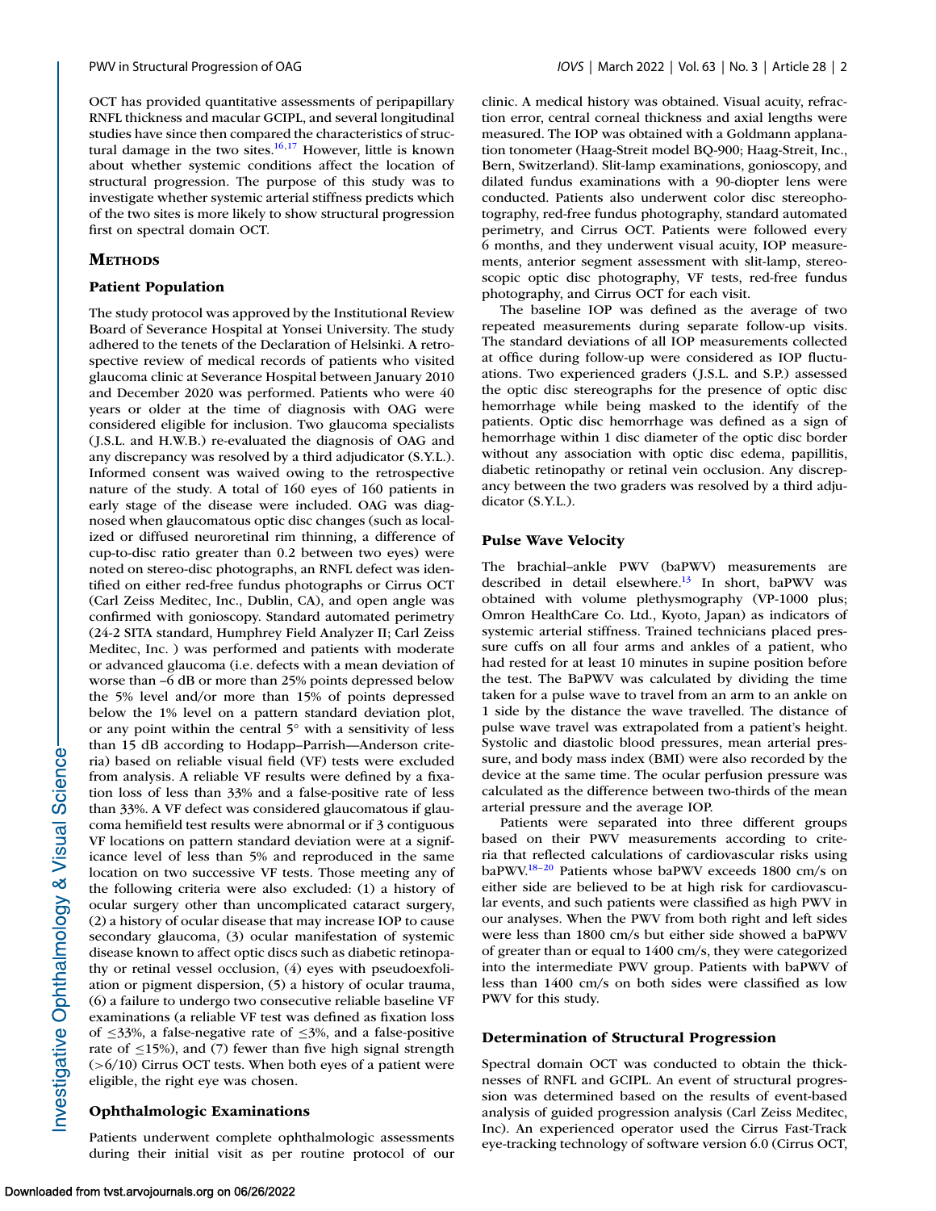OCT has provided quantitative assessments of peripapillary RNFL thickness and macular GCIPL, and several longitudinal studies have since then compared the characteristics of structural damage in the two sites.[16,17] However, little is known about whether systemic conditions affect the location of structural progression. The purpose of this study was to investigate whether systemic arterial stiffness predicts which of the two sites is more likely to show structural progression first on spectral domain OCT.

## Methods

### Patient Population

The study protocol was approved by the Institutional Review Board of Severance Hospital at Yonsei University. The study adhered to the tenets of the Declaration of Helsinki. A retrospective review of medical records of patients who visited glaucoma clinic at Severance Hospital between January 2010 and December 2020 was performed. Patients who were 40 years or older at the time of diagnosis with OAG were considered eligible for inclusion. Two glaucoma specialists (J.S.L. and H.W.B.) re-evaluated the diagnosis of OAG and any discrepancy was resolved by a third adjudicator (S.Y.L.). Informed consent was waived owing to the retrospective nature of the study. A total of 160 eyes of 160 patients in early stage of the disease were included. OAG was diagnosed when glaucomatous optic disc changes (such as localized or diffused neuroretinal rim thinning, a difference of cup-to-disc ratio greater than 0.2 between two eyes) were noted on stereo-disc photographs, an RNFL defect was identified on either red-free fundus photographs or Cirrus OCT (Carl Zeiss Meditec, Inc., Dublin, CA), and open angle was confirmed with gonioscopy. Standard automated perimetry (24-2 SITA standard, Humphrey Field Analyzer II; Carl Zeiss Meditec, Inc. ) was performed and patients with moderate or advanced glaucoma (i.e. defects with a mean deviation of worse than –6 dB or more than 25% points depressed below the 5% level and/or more than 15% of points depressed below the 1% level on a pattern standard deviation plot, or any point within the central 5° with a sensitivity of less than 15 dB according to Hodapp–Parrish—Anderson criteria) based on reliable visual field (VF) tests were excluded from analysis. A reliable VF results were defined by a fixation loss of less than 33% and a false-positive rate of less than 33%. A VF defect was considered glaucomatous if glaucoma hemifield test results were abnormal or if 3 contiguous VF locations on pattern standard deviation were at a significance level of less than 5% and reproduced in the same location on two successive VF tests. Those meeting any of the following criteria were also excluded: (1) a history of ocular surgery other than uncomplicated cataract surgery, (2) a history of ocular disease that may increase IOP to cause secondary glaucoma, (3) ocular manifestation of systemic disease known to affect optic discs such as diabetic retinopathy or retinal vessel occlusion, (4) eyes with pseudoexfoliation or pigment dispersion, (5) a history of ocular trauma, (6) a failure to undergo two consecutive reliable baseline VF examinations (a reliable VF test was defined as fixation loss of ≤33%, a false-negative rate of ≤3%, and a false-positive rate of ≤15%), and (7) fewer than five high signal strength (>6/10) Cirrus OCT tests. When both eyes of a patient were eligible, the right eye was chosen.

### Ophthalmologic Examinations

Patients underwent complete ophthalmologic assessments during their initial visit as per routine protocol of our clinic. A medical history was obtained. Visual acuity, refraction error, central corneal thickness and axial lengths were measured. The IOP was obtained with a Goldmann applanation tonometer (Haag-Streit model BQ-900; Haag-Streit, Inc., Bern, Switzerland). Slit-lamp examinations, gonioscopy, and dilated fundus examinations with a 90-diopter lens were conducted. Patients also underwent color disc stereophotography, red-free fundus photography, standard automated perimetry, and Cirrus OCT. Patients were followed every 6 months, and they underwent visual acuity, IOP measurements, anterior segment assessment with slit-lamp, stereoscopic optic disc photography, VF tests, red-free fundus photography, and Cirrus OCT for each visit.

The baseline IOP was defined as the average of two repeated measurements during separate follow-up visits. The standard deviations of all IOP measurements collected at office during follow-up were considered as IOP fluctuations. Two experienced graders (J.S.L. and S.P.) assessed the optic disc stereographs for the presence of optic disc hemorrhage while being masked to the identify of the patients. Optic disc hemorrhage was defined as a sign of hemorrhage within 1 disc diameter of the optic disc border without any association with optic disc edema, papillitis, diabetic retinopathy or retinal vein occlusion. Any discrepancy between the two graders was resolved by a third adjudicator (S.Y.L.).

### Pulse Wave Velocity

The brachial–ankle PWV (baPWV) measurements are described in detail elsewhere.[13] In short, baPWV was obtained with volume plethysmography (VP-1000 plus; Omron HealthCare Co. Ltd., Kyoto, Japan) as indicators of systemic arterial stiffness. Trained technicians placed pressure cuffs on all four arms and ankles of a patient, who had rested for at least 10 minutes in supine position before the test. The BaPWV was calculated by dividing the time taken for a pulse wave to travel from an arm to an ankle on 1 side by the distance the wave travelled. The distance of pulse wave travel was extrapolated from a patient's height. Systolic and diastolic blood pressures, mean arterial pressure, and body mass index (BMI) were also recorded by the device at the same time. The ocular perfusion pressure was calculated as the difference between two-thirds of the mean arterial pressure and the average IOP.

Patients were separated into three different groups based on their PWV measurements according to criteria that reflected calculations of cardiovascular risks using baPWV.[18–20] Patients whose baPWV exceeds 1800 cm/s on either side are believed to be at high risk for cardiovascular events, and such patients were classified as high PWV in our analyses. When the PWV from both right and left sides were less than 1800 cm/s but either side showed a baPWV of greater than or equal to 1400 cm/s, they were categorized into the intermediate PWV group. Patients with baPWV of less than 1400 cm/s on both sides were classified as low PWV for this study.

### Determination of Structural Progression

Spectral domain OCT was conducted to obtain the thicknesses of RNFL and GCIPL. An event of structural progression was determined based on the results of event-based analysis of guided progression analysis (Carl Zeiss Meditec, Inc). An experienced operator used the Cirrus Fast-Track eye-tracking technology of software version 6.0 (Cirrus OCT,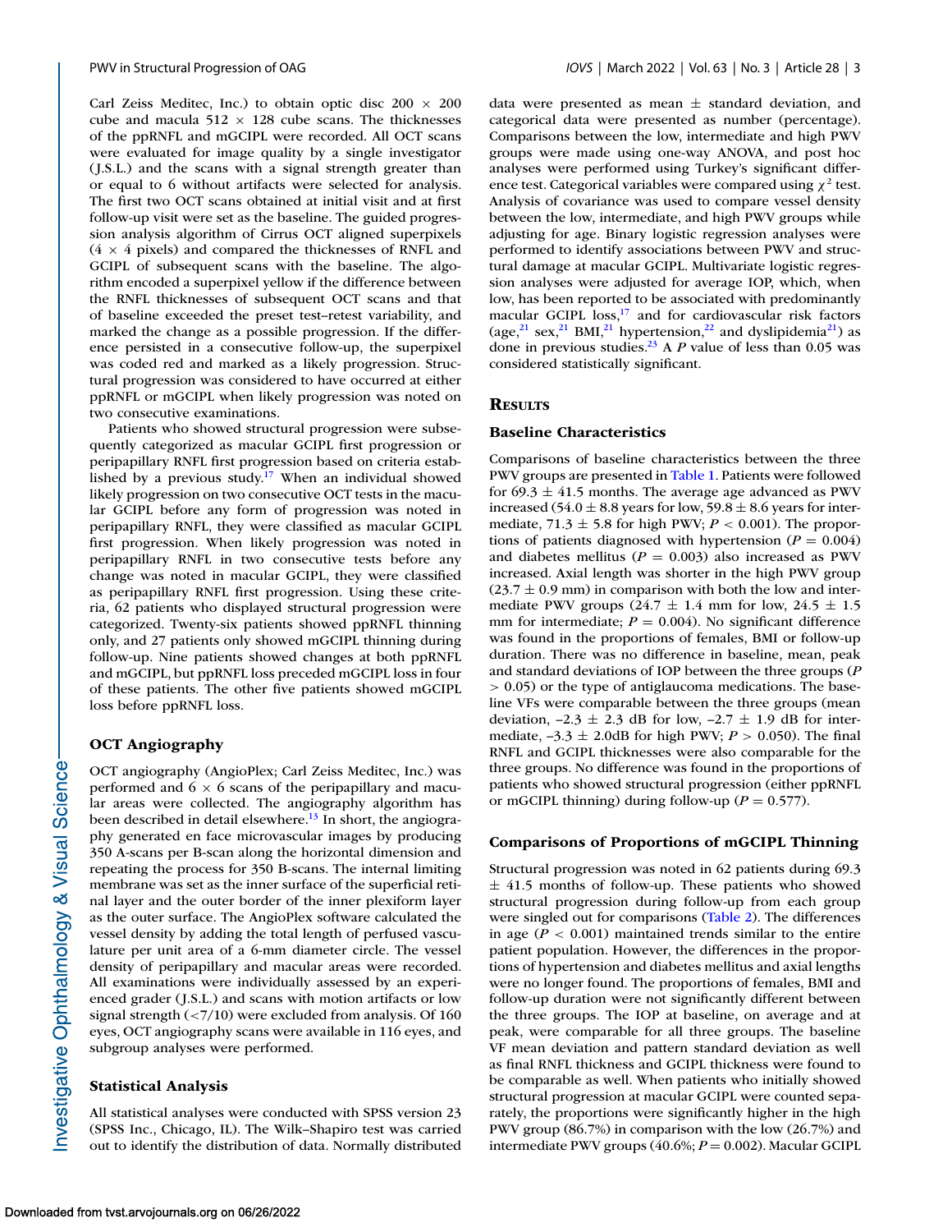Carl Zeiss Meditec, Inc.) to obtain optic disc 200 × 200 cube and macula 512 × 128 cube scans. The thicknesses of the ppRNFL and mGCIPL were recorded. All OCT scans were evaluated for image quality by a single investigator (J.S.L.) and the scans with a signal strength greater than or equal to 6 without artifacts were selected for analysis. The first two OCT scans obtained at initial visit and at first follow-up visit were set as the baseline. The guided progression analysis algorithm of Cirrus OCT aligned superpixels (4 × 4 pixels) and compared the thicknesses of RNFL and GCIPL of subsequent scans with the baseline. The algorithm encoded a superpixel yellow if the difference between the RNFL thicknesses of subsequent OCT scans and that of baseline exceeded the preset test–retest variability, and marked the change as a possible progression. If the difference persisted in a consecutive follow-up, the superpixel was coded red and marked as a likely progression. Structural progression was considered to have occurred at either ppRNFL or mGCIPL when likely progression was noted on two consecutive examinations.

Patients who showed structural progression were subsequently categorized as macular GCIPL first progression or peripapillary RNFL first progression based on criteria established by a previous study.[17] When an individual showed likely progression on two consecutive OCT tests in the macular GCIPL before any form of progression was noted in peripapillary RNFL, they were classified as macular GCIPL first progression. When likely progression was noted in peripapillary RNFL in two consecutive tests before any change was noted in macular GCIPL, they were classified as peripapillary RNFL first progression. Using these criteria, 62 patients who displayed structural progression were categorized. Twenty-six patients showed ppRNFL thinning only, and 27 patients only showed mGCIPL thinning during follow-up. Nine patients showed changes at both ppRNFL and mGCIPL, but ppRNFL loss preceded mGCIPL loss in four of these patients. The other five patients showed mGCIPL loss before ppRNFL loss.

### OCT Angiography

OCT angiography (AngioPlex; Carl Zeiss Meditec, Inc.) was performed and 6 × 6 scans of the peripapillary and macular areas were collected. The angiography algorithm has been described in detail elsewhere.[13] In short, the angiography generated en face microvascular images by producing 350 A-scans per B-scan along the horizontal dimension and repeating the process for 350 B-scans. The internal limiting membrane was set as the inner surface of the superficial retinal layer and the outer border of the inner plexiform layer as the outer surface. The AngioPlex software calculated the vessel density by adding the total length of perfused vasculature per unit area of a 6-mm diameter circle. The vessel density of peripapillary and macular areas were recorded. All examinations were individually assessed by an experienced grader (J.S.L.) and scans with motion artifacts or low signal strength (<7/10) were excluded from analysis. Of 160 eyes, OCT angiography scans were available in 116 eyes, and subgroup analyses were performed.

### Statistical Analysis

All statistical analyses were conducted with SPSS version 23 (SPSS Inc., Chicago, IL). The Wilk–Shapiro test was carried out to identify the distribution of data. Normally distributed data were presented as mean ± standard deviation, and categorical data were presented as number (percentage). Comparisons between the low, intermediate and high PWV groups were made using one-way ANOVA, and post hoc analyses were performed using Turkey's significant difference test. Categorical variables were compared using $\chi^2$ test. Analysis of covariance was used to compare vessel density between the low, intermediate, and high PWV groups while adjusting for age. Binary logistic regression analyses were performed to identify associations between PWV and structural damage at macular GCIPL. Multivariate logistic regression analyses were adjusted for average IOP, which, when low, has been reported to be associated with predominantly macular GCIPL loss,[17] and for cardiovascular risk factors (age,[21] sex,[21] BMI,[21] hypertension,[22] and dyslipidemia[21]) as done in previous studies.[23] A $P$ value of less than 0.05 was considered statistically significant.

## Results

### Baseline Characteristics

Comparisons of baseline characteristics between the three PWV groups are presented in Table 1. Patients were followed for 69.3 ± 41.5 months. The average age advanced as PWV increased (54.0 ± 8.8 years for low, 59.8 ± 8.6 years for intermediate, 71.3 ± 5.8 for high PWV; $P < 0.001$). The proportions of patients diagnosed with hypertension ($P = 0.004$) and diabetes mellitus ($P = 0.003$) also increased as PWV increased. Axial length was shorter in the high PWV group (23.7 ± 0.9 mm) in comparison with both the low and intermediate PWV groups (24.7 ± 1.4 mm for low, 24.5 ± 1.5 mm for intermediate; $P = 0.004$). No significant difference was found in the proportions of females, BMI or follow-up duration. There was no difference in baseline, mean, peak and standard deviations of IOP between the three groups ($P > 0.05$) or the type of antiglaucoma medications. The baseline VFs were comparable between the three groups (mean deviation, –2.3 ± 2.3 dB for low, –2.7 ± 1.9 dB for intermediate, –3.3 ± 2.0dB for high PWV; $P > 0.050$). The final RNFL and GCIPL thicknesses were also comparable for the three groups. No difference was found in the proportions of patients who showed structural progression (either ppRNFL or mGCIPL thinning) during follow-up ($P = 0.577$).

### Comparisons of Proportions of mGCIPL Thinning

Structural progression was noted in 62 patients during 69.3 ± 41.5 months of follow-up. These patients who showed structural progression during follow-up from each group were singled out for comparisons (Table 2). The differences in age ($P < 0.001$) maintained trends similar to the entire patient population. However, the differences in the proportions of hypertension and diabetes mellitus and axial lengths were no longer found. The proportions of females, BMI and follow-up duration were not significantly different between the three groups. The IOP at baseline, on average and at peak, were comparable for all three groups. The baseline VF mean deviation and pattern standard deviation as well as final RNFL thickness and GCIPL thickness were found to be comparable as well. When patients who initially showed structural progression at macular GCIPL were counted separately, the proportions were significantly higher in the high PWV group (86.7%) in comparison with the low (26.7%) and intermediate PWV groups (40.6%; $P = 0.002$). Macular GCIPL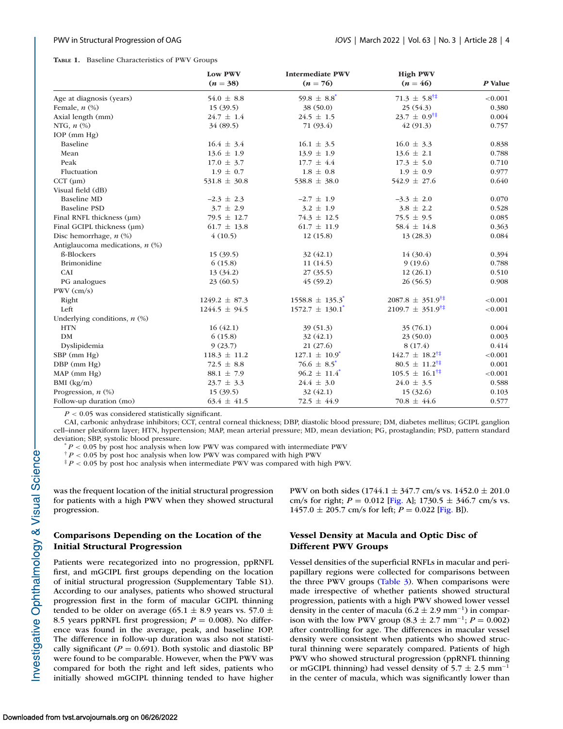**Table 1.** Baseline Characteristics of PWV Groups

| | Low PWV ($n$ = 38) | Intermediate PWV ($n$ = 76) | High PWV ($n$ = 46) | $P$ Value |
|---|---|---|---|---|
| Age at diagnosis (years) | 54.0 ± 8.8 | 59.8 ± 8.8* | 71.3 ± 5.8†‡ | <0.001 |
| Female, $n$ (%) | 15 (39.5) | 38 (50.0) | 25 (54.3) | 0.380 |
| Axial length (mm) | 24.7 ± 1.4 | 24.5 ± 1.5 | 23.7 ± 0.9†‡ | 0.004 |
| NTG, $n$ (%) | 34 (89.5) | 71 (93.4) | 42 (91.3) | 0.757 |
| IOP (mm Hg) | | | | |
| Baseline | 16.4 ± 3.4 | 16.1 ± 3.5 | 16.0 ± 3.3 | 0.838 |
| Mean | 13.6 ± 1.9 | 13.9 ± 1.9 | 13.6 ± 2.1 | 0.788 |
| Peak | 17.0 ± 3.7 | 17.7 ± 4.4 | 17.3 ± 5.0 | 0.710 |
| Fluctuation | 1.9 ± 0.7 | 1.8 ± 0.8 | 1.9 ± 0.9 | 0.977 |
| CCT (μm) | 531.8 ± 30.8 | 538.8 ± 38.0 | 542.9 ± 27.6 | 0.640 |
| Visual field (dB) | | | | |
| Baseline MD | −2.3 ± 2.3 | −2.7 ± 1.9 | −3.3 ± 2.0 | 0.070 |
| Baseline PSD | 3.7 ± 2.9 | 3.2 ± 1.9 | 3.8 ± 2.2 | 0.528 |
| Final RNFL thickness (μm) | 79.5 ± 12.7 | 74.3 ± 12.5 | 75.5 ± 9.5 | 0.085 |
| Final GCIPL thickness (μm) | 61.7 ± 13.8 | 61.7 ± 11.9 | 58.4 ± 14.8 | 0.363 |
| Disc hemorrhage, $n$ (%) | 4 (10.5) | 12 (15.8) | 13 (28.3) | 0.084 |
| Antiglaucoma medications, $n$ (%) | | | | |
| ß-Blockers | 15 (39.5) | 32 (42.1) | 14 (30.4) | 0.394 |
| Brimonidine | 6 (15.8) | 11 (14.5) | 9 (19.6) | 0.788 |
| CAI | 13 (34.2) | 27 (35.5) | 12 (26.1) | 0.510 |
| PG analogues | 23 (60.5) | 45 (59.2) | 26 (56.5) | 0.908 |
| PWV (cm/s) | | | | |
| Right | 1249.2 ± 87.3 | 1558.8 ± 135.3* | 2087.8 ± 351.9†‡ | <0.001 |
| Left | 1244.5 ± 94.5 | 1572.7 ± 130.1* | 2109.7 ± 351.9†‡ | <0.001 |
| Underlying conditions, $n$ (%) | | | | |
| HTN | 16 (42.1) | 39 (51.3) | 35 (76.1) | 0.004 |
| DM | 6 (15.8) | 32 (42.1) | 23 (50.0) | 0.003 |
| Dyslipidemia | 9 (23.7) | 21 (27.6) | 8 (17.4) | 0.414 |
| SBP (mm Hg) | 118.3 ± 11.2 | 127.1 ± 10.9* | 142.7 ± 18.2†‡ | <0.001 |
| DBP (mm Hg) | 72.5 ± 8.8 | 76.6 ± 8.5* | 80.5 ± 11.2†‡ | 0.001 |
| MAP (mm Hg) | 88.1 ± 7.9 | 96.2 ± 11.4* | 105.5 ± 16.1†‡ | <0.001 |
| BMI (kg/m) | 23.7 ± 3.3 | 24.4 ± 3.0 | 24.0 ± 3.5 | 0.588 |
| Progression, $n$ (%) | 15 (39.5) | 32 (42.1) | 15 (32.6) | 0.103 |
| Follow-up duration (mo) | 63.4 ± 41.5 | 72.5 ± 44.9 | 70.8 ± 44.6 | 0.577 |

$P < 0.05$ was considered statistically significant.

CAI, carbonic anhydrase inhibitors; CCT, central corneal thickness; DBP, diastolic blood pressure; DM, diabetes mellitus; GCIPL ganglion cell–inner plexiform layer; HTN, hypertension; MAP, mean arterial pressure; MD, mean deviation; PG, prostaglandin; PSD, pattern standard deviation; SBP, systolic blood pressure.

\* $P < 0.05$ by post hoc analysis when low PWV was compared with intermediate PWV

† $P < 0.05$ by post hoc analysis when low PWV was compared with high PWV

‡ $P < 0.05$ by post hoc analysis when intermediate PWV was compared with high PWV.

was the frequent location of the initial structural progression for patients with a high PWV when they showed structural progression.

### Comparisons Depending on the Location of the Initial Structural Progression

Patients were recategorized into no progression, ppRNFL first, and mGCIPL first groups depending on the location of initial structural progression (Supplementary Table S1). According to our analyses, patients who showed structural progression first in the form of macular GCIPL thinning tended to be older on average (65.1 ± 8.9 years vs. 57.0 ± 8.5 years ppRNFL first progression; $P = 0.008$). No difference was found in the average, peak, and baseline IOP. The difference in follow-up duration was also not statistically significant ($P = 0.691$). Both systolic and diastolic BP were found to be comparable. However, when the PWV was compared for both the right and left sides, patients who initially showed mGCIPL thinning tended to have higher PWV on both sides (1744.1 ± 347.7 cm/s vs. 1452.0 ± 201.0 cm/s for right; $P = 0.012$ [Fig. A]; 1730.5 ± 346.7 cm/s vs. 1457.0 ± 205.7 cm/s for left; $P = 0.022$ [Fig. B]).

### Vessel Density at Macula and Optic Disc of Different PWV Groups

Vessel densities of the superficial RNFLs in macular and peripapillary regions were collected for comparisons between the three PWV groups (Table 3). When comparisons were made irrespective of whether patients showed structural progression, patients with a high PWV showed lower vessel density in the center of macula (6.2 ± 2.9 $\text{mm}^{-1}$) in comparison with the low PWV group (8.3 ± 2.7 $\text{mm}^{-1}$; $P = 0.002$) after controlling for age. The differences in macular vessel density were consistent when patients who showed structural thinning were separately compared. Patients of high PWV who showed structural progression (ppRNFL thinning or mGCIPL thinning) had vessel density of 5.7 ± 2.5 $\text{mm}^{-1}$ in the center of macula, which was significantly lower than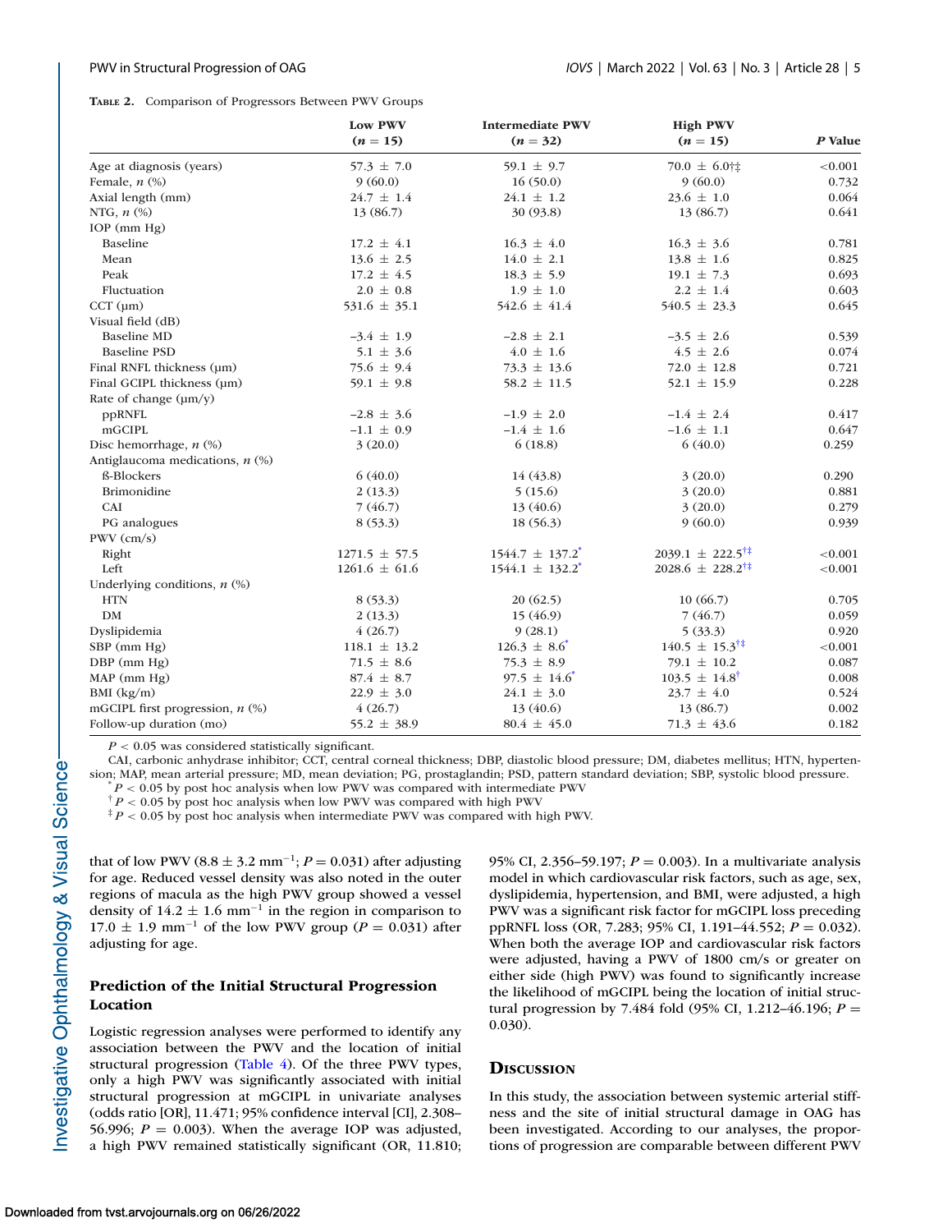**Table 2.** Comparison of Progressors Between PWV Groups

| | Low PWV ($n$ = 15) | Intermediate PWV ($n$ = 32) | High PWV ($n$ = 15) | $P$ Value |
|---|---|---|---|---|
| Age at diagnosis (years) | 57.3 ± 7.0 | 59.1 ± 9.7 | 70.0 ± 6.0†‡ | <0.001 |
| Female, $n$ (%) | 9 (60.0) | 16 (50.0) | 9 (60.0) | 0.732 |
| Axial length (mm) | 24.7 ± 1.4 | 24.1 ± 1.2 | 23.6 ± 1.0 | 0.064 |
| NTG, $n$ (%) | 13 (86.7) | 30 (93.8) | 13 (86.7) | 0.641 |
| IOP (mm Hg) | | | | |
| Baseline | 17.2 ± 4.1 | 16.3 ± 4.0 | 16.3 ± 3.6 | 0.781 |
| Mean | 13.6 ± 2.5 | 14.0 ± 2.1 | 13.8 ± 1.6 | 0.825 |
| Peak | 17.2 ± 4.5 | 18.3 ± 5.9 | 19.1 ± 7.3 | 0.693 |
| Fluctuation | 2.0 ± 0.8 | 1.9 ± 1.0 | 2.2 ± 1.4 | 0.603 |
| CCT (µm) | 531.6 ± 35.1 | 542.6 ± 41.4 | 540.5 ± 23.3 | 0.645 |
| Visual field (dB) | | | | |
| Baseline MD | −3.4 ± 1.9 | −2.8 ± 2.1 | −3.5 ± 2.6 | 0.539 |
| Baseline PSD | 5.1 ± 3.6 | 4.0 ± 1.6 | 4.5 ± 2.6 | 0.074 |
| Final RNFL thickness (µm) | 75.6 ± 9.4 | 73.3 ± 13.6 | 72.0 ± 12.8 | 0.721 |
| Final GCIPL thickness (µm) | 59.1 ± 9.8 | 58.2 ± 11.5 | 52.1 ± 15.9 | 0.228 |
| Rate of change (µm/y) | | | | |
| ppRNFL | −2.8 ± 3.6 | −1.9 ± 2.0 | −1.4 ± 2.4 | 0.417 |
| mGCIPL | −1.1 ± 0.9 | −1.4 ± 1.6 | −1.6 ± 1.1 | 0.647 |
| Disc hemorrhage, $n$ (%) | 3 (20.0) | 6 (18.8) | 6 (40.0) | 0.259 |
| Antiglaucoma medications, $n$ (%) | | | | |
| ß-Blockers | 6 (40.0) | 14 (43.8) | 3 (20.0) | 0.290 |
| Brimonidine | 2 (13.3) | 5 (15.6) | 3 (20.0) | 0.881 |
| CAI | 7 (46.7) | 13 (40.6) | 3 (20.0) | 0.279 |
| PG analogues | 8 (53.3) | 18 (56.3) | 9 (60.0) | 0.939 |
| PWV (cm/s) | | | | |
| Right | 1271.5 ± 57.5 | 1544.7 ± 137.2* | 2039.1 ± 222.5†‡ | <0.001 |
| Left | 1261.6 ± 61.6 | 1544.1 ± 132.2* | 2028.6 ± 228.2†‡ | <0.001 |
| Underlying conditions, $n$ (%) | | | | |
| HTN | 8 (53.3) | 20 (62.5) | 10 (66.7) | 0.705 |
| DM | 2 (13.3) | 15 (46.9) | 7 (46.7) | 0.059 |
| Dyslipidemia | 4 (26.7) | 9 (28.1) | 5 (33.3) | 0.920 |
| SBP (mm Hg) | 118.1 ± 13.2 | 126.3 ± 8.6* | 140.5 ± 15.3†‡ | <0.001 |
| DBP (mm Hg) | 71.5 ± 8.6 | 75.3 ± 8.9 | 79.1 ± 10.2 | 0.087 |
| MAP (mm Hg) | 87.4 ± 8.7 | 97.5 ± 14.6* | 103.5 ± 14.8† | 0.008 |
| BMI (kg/m) | 22.9 ± 3.0 | 24.1 ± 3.0 | 23.7 ± 4.0 | 0.524 |
| mGCIPL first progression, $n$ (%) | 4 (26.7) | 13 (40.6) | 13 (86.7) | 0.002 |
| Follow-up duration (mo) | 55.2 ± 38.9 | 80.4 ± 45.0 | 71.3 ± 43.6 | 0.182 |

$P < 0.05$ was considered statistically significant.

CAI, carbonic anhydrase inhibitor; CCT, central corneal thickness; DBP, diastolic blood pressure; DM, diabetes mellitus; HTN, hypertension; MAP, mean arterial pressure; MD, mean deviation; PG, prostaglandin; PSD, pattern standard deviation; SBP, systolic blood pressure.

\* $P < 0.05$ by post hoc analysis when low PWV was compared with intermediate PWV

† $P < 0.05$ by post hoc analysis when low PWV was compared with high PWV

‡ $P < 0.05$ by post hoc analysis when intermediate PWV was compared with high PWV.

that of low PWV (8.8 ± 3.2 mm$^{-1}$; $P = 0.031$) after adjusting for age. Reduced vessel density was also noted in the outer regions of macula as the high PWV group showed a vessel density of 14.2 ± 1.6 mm$^{-1}$ in the region in comparison to 17.0 ± 1.9 mm$^{-1}$ of the low PWV group ($P = 0.031$) after adjusting for age.

### Prediction of the Initial Structural Progression Location

Logistic regression analyses were performed to identify any association between the PWV and the location of initial structural progression (Table 4). Of the three PWV types, only a high PWV was significantly associated with initial structural progression at mGCIPL in univariate analyses (odds ratio [OR], 11.471; 95% confidence interval [CI], 2.308–56.996; $P = 0.003$). When the average IOP was adjusted, a high PWV remained statistically significant (OR, 11.810; 95% CI, 2.356–59.197; $P = 0.003$). In a multivariate analysis model in which cardiovascular risk factors, such as age, sex, dyslipidemia, hypertension, and BMI, were adjusted, a high PWV was a significant risk factor for mGCIPL loss preceding ppRNFL loss (OR, 7.283; 95% CI, 1.191–44.552; $P = 0.032$). When both the average IOP and cardiovascular risk factors were adjusted, having a PWV of 1800 cm/s or greater on either side (high PWV) was found to significantly increase the likelihood of mGCIPL being the location of initial structural progression by 7.484 fold (95% CI, 1.212–46.196; $P = 0.030$).

## Discussion

In this study, the association between systemic arterial stiffness and the site of initial structural damage in OAG has been investigated. According to our analyses, the proportions of progression are comparable between different PWV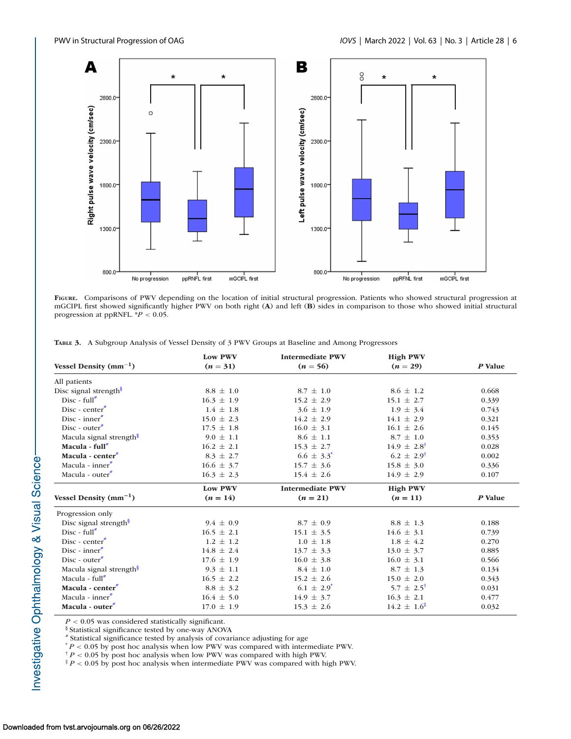**Figure.** Comparisons of PWV depending on the location of initial structural progression. Patients who showed structural progression at mGCIPL first showed significantly higher PWV on both right (**A**) and left (**B**) sides in comparison to those who showed initial structural progression at ppRNFL. *$P < 0.05$.

**Table 3.** A Subgroup Analysis of Vessel Density of 3 PWV Groups at Baseline and Among Progressors

| Vessel Density (mm$^{-1}$) | Low PWV ($n$ = 31) | Intermediate PWV ($n$ = 56) | High PWV ($n$ = 29) | $P$ Value |
|---|---|---|---|---|
| All patients | | | | |
| Disc signal strength[§] | 8.8 ± 1.0 | 8.7 ± 1.0 | 8.6 ± 1.2 | 0.668 |
| Disc - full[#] | 16.3 ± 1.9 | 15.2 ± 2.9 | 15.1 ± 2.7 | 0.339 |
| Disc - center[#] | 1.4 ± 1.8 | 3.6 ± 1.9 | 1.9 ± 3.4 | 0.743 |
| Disc - inner[#] | 15.0 ± 2.3 | 14.2 ± 2.9 | 14.1 ± 2.9 | 0.321 |
| Disc - outer[#] | 17.5 ± 1.8 | 16.0 ± 3.1 | 16.1 ± 2.6 | 0.145 |
| Macula signal strength[§] | 9.0 ± 1.1 | 8.6 ± 1.1 | 8.7 ± 1.0 | 0.353 |
| **Macula - full**[#] | 16.2 ± 2.1 | 15.3 ± 2.7 | 14.9 ± 2.8[†] | 0.028 |
| **Macula - center**[#] | 8.3 ± 2.7 | 6.6 ± 3.3[*] | 6.2 ± 2.9[†] | 0.002 |
| Macula - inner[#] | 16.6 ± 3.7 | 15.7 ± 3.6 | 15.8 ± 3.0 | 0.336 |
| Macula - outer[#] | 16.3 ± 2.3 | 15.4 ± 2.6 | 14.9 ± 2.9 | 0.107 |
| **Vessel Density (mm$^{-1}$)** | **Low PWV ($n$ = 14)** | **Intermediate PWV ($n$ = 21)** | **High PWV ($n$ = 11)** | **$P$ Value** |
| Progression only | | | | |
| Disc signal strength[§] | 9.4 ± 0.9 | 8.7 ± 0.9 | 8.8 ± 1.3 | 0.188 |
| Disc - full[#] | 16.5 ± 2.1 | 15.1 ± 3.5 | 14.6 ± 3.1 | 0.739 |
| Disc - center[#] | 1.2 ± 1.2 | 1.0 ± 1.8 | 1.8 ± 4.2 | 0.270 |
| Disc - inner[#] | 14.8 ± 2.4 | 13.7 ± 3.3 | 13.0 ± 3.7 | 0.885 |
| Disc - outer[#] | 17.6 ± 1.9 | 16.0 ± 3.8 | 16.0 ± 3.1 | 0.566 |
| Macula signal strength[§] | 9.3 ± 1.1 | 8.4 ± 1.0 | 8.7 ± 1.3 | 0.134 |
| Macula - full[#] | 16.5 ± 2.2 | 15.2 ± 2.6 | 15.0 ± 2.0 | 0.343 |
| **Macula - center**[#] | 8.8 ± 3.2 | 6.1 ± 2.9[*] | 5.7 ± 2.5[†] | 0.031 |
| Macula - inner[#] | 16.4 ± 5.0 | 14.9 ± 3.7 | 16.3 ± 2.1 | 0.477 |
| **Macula - outer**[#] | 17.0 ± 1.9 | 15.3 ± 2.6 | 14.2 ± 1.6[‡] | 0.032 |

$P < 0.05$ was considered statistically significant.
[§] Statistical significance tested by one-way ANOVA
[#] Statistical significance tested by analysis of covariance adjusting for age
[*] $P < 0.05$ by post hoc analysis when low PWV was compared with intermediate PWV.
[†] $P < 0.05$ by post hoc analysis when low PWV was compared with high PWV.
[‡] $P < 0.05$ by post hoc analysis when intermediate PWV was compared with high PWV.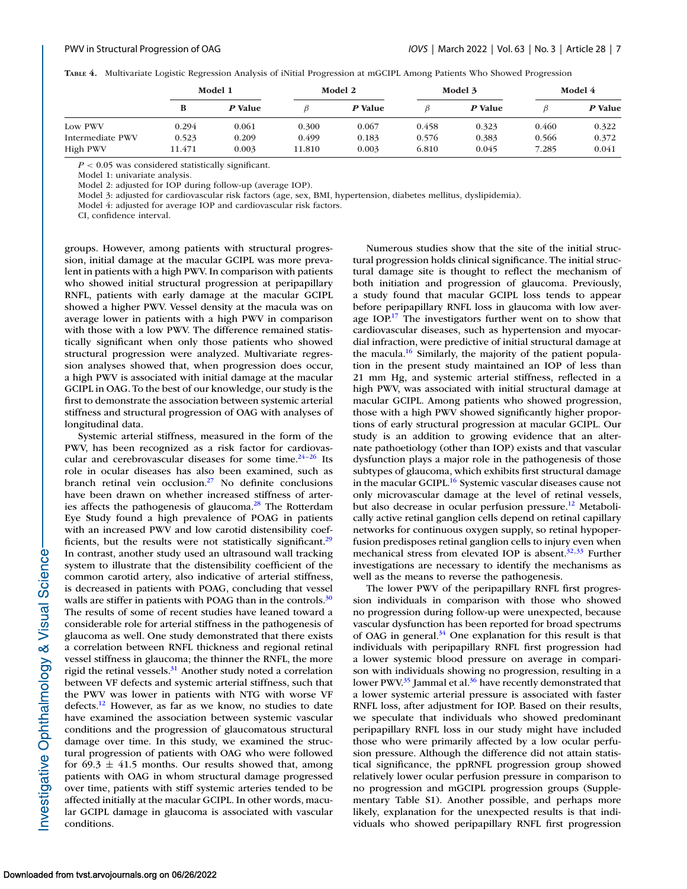**Table 4.** Multivariate Logistic Regression Analysis of iNitial Progression at mGCIPL Among Patients Who Showed Progression

| | Model 1 | | Model 2 | | Model 3 | | Model 4 | |
|---|---|---|---|---|---|---|---|---|
| | B | *P* Value | $\beta$ | *P* Value | $\beta$ | *P* Value | $\beta$ | *P* Value |
| Low PWV | 0.294 | 0.061 | 0.300 | 0.067 | 0.458 | 0.323 | 0.460 | 0.322 |
| Intermediate PWV | 0.523 | 0.209 | 0.499 | 0.183 | 0.576 | 0.383 | 0.566 | 0.372 |
| High PWV | 11.471 | 0.003 | 11.810 | 0.003 | 6.810 | 0.045 | 7.285 | 0.041 |

$P < 0.05$ was considered statistically significant.

Model 1: univariate analysis.

Model 2: adjusted for IOP during follow-up (average IOP).

Model 3: adjusted for cardiovascular risk factors (age, sex, BMI, hypertension, diabetes mellitus, dyslipidemia).

Model 4: adjusted for average IOP and cardiovascular risk factors.

CI, confidence interval.

groups. However, among patients with structural progression, initial damage at the macular GCIPL was more prevalent in patients with a high PWV. In comparison with patients who showed initial structural progression at peripapillary RNFL, patients with early damage at the macular GCIPL showed a higher PWV. Vessel density at the macula was on average lower in patients with a high PWV in comparison with those with a low PWV. The difference remained statistically significant when only those patients who showed structural progression were analyzed. Multivariate regression analyses showed that, when progression does occur, a high PWV is associated with initial damage at the macular GCIPL in OAG. To the best of our knowledge, our study is the first to demonstrate the association between systemic arterial stiffness and structural progression of OAG with analyses of longitudinal data.

Systemic arterial stiffness, measured in the form of the PWV, has been recognized as a risk factor for cardiovascular and cerebrovascular diseases for some time.[24–26] Its role in ocular diseases has also been examined, such as branch retinal vein occlusion.[27] No definite conclusions have been drawn on whether increased stiffness of arteries affects the pathogenesis of glaucoma.[28] The Rotterdam Eye Study found a high prevalence of POAG in patients with an increased PWV and low carotid distensibility coefficients, but the results were not statistically significant.[29] In contrast, another study used an ultrasound wall tracking system to illustrate that the distensibility coefficient of the common carotid artery, also indicative of arterial stiffness, is decreased in patients with POAG, concluding that vessel walls are stiffer in patients with POAG than in the controls.[30] The results of some of recent studies have leaned toward a considerable role for arterial stiffness in the pathogenesis of glaucoma as well. One study demonstrated that there exists a correlation between RNFL thickness and regional retinal vessel stiffness in glaucoma; the thinner the RNFL, the more rigid the retinal vessels.[31] Another study noted a correlation between VF defects and systemic arterial stiffness, such that the PWV was lower in patients with NTG with worse VF defects.[12] However, as far as we know, no studies to date have examined the association between systemic vascular conditions and the progression of glaucomatous structural damage over time. In this study, we examined the structural progression of patients with OAG who were followed for $69.3 \pm 41.5$ months. Our results showed that, among patients with OAG in whom structural damage progressed over time, patients with stiff systemic arteries tended to be affected initially at the macular GCIPL. In other words, macular GCIPL damage in glaucoma is associated with vascular conditions.

Numerous studies show that the site of the initial structural progression holds clinical significance. The initial structural damage site is thought to reflect the mechanism of both initiation and progression of glaucoma. Previously, a study found that macular GCIPL loss tends to appear before peripapillary RNFL loss in glaucoma with low average IOP.[17] The investigators further went on to show that cardiovascular diseases, such as hypertension and myocardial infraction, were predictive of initial structural damage at the macula.[16] Similarly, the majority of the patient population in the present study maintained an IOP of less than 21 mm Hg, and systemic arterial stiffness, reflected in a high PWV, was associated with initial structural damage at macular GCIPL. Among patients who showed progression, those with a high PWV showed significantly higher proportions of early structural progression at macular GCIPL. Our study is an addition to growing evidence that an alternate pathoetiology (other than IOP) exists and that vascular dysfunction plays a major role in the pathogenesis of those subtypes of glaucoma, which exhibits first structural damage in the macular GCIPL.[16] Systemic vascular diseases cause not only microvascular damage at the level of retinal vessels, but also decrease in ocular perfusion pressure.[12] Metabolically active retinal ganglion cells depend on retinal capillary networks for continuous oxygen supply, so retinal hypoperfusion predisposes retinal ganglion cells to injury even when mechanical stress from elevated IOP is absent.[32,33] Further investigations are necessary to identify the mechanisms as well as the means to reverse the pathogenesis.

The lower PWV of the peripapillary RNFL first progression individuals in comparison with those who showed no progression during follow-up were unexpected, because vascular dysfunction has been reported for broad spectrums of OAG in general.[34] One explanation for this result is that individuals with peripapillary RNFL first progression had a lower systemic blood pressure on average in comparison with individuals showing no progression, resulting in a lower PWV.[35] Jammal et al.[36] have recently demonstrated that a lower systemic arterial pressure is associated with faster RNFL loss, after adjustment for IOP. Based on their results, we speculate that individuals who showed predominant peripapillary RNFL loss in our study might have included those who were primarily affected by a low ocular perfusion pressure. Although the difference did not attain statistical significance, the ppRNFL progression group showed relatively lower ocular perfusion pressure in comparison to no progression and mGCIPL progression groups (Supplementary Table S1). Another possible, and perhaps more likely, explanation for the unexpected results is that individuals who showed peripapillary RNFL first progression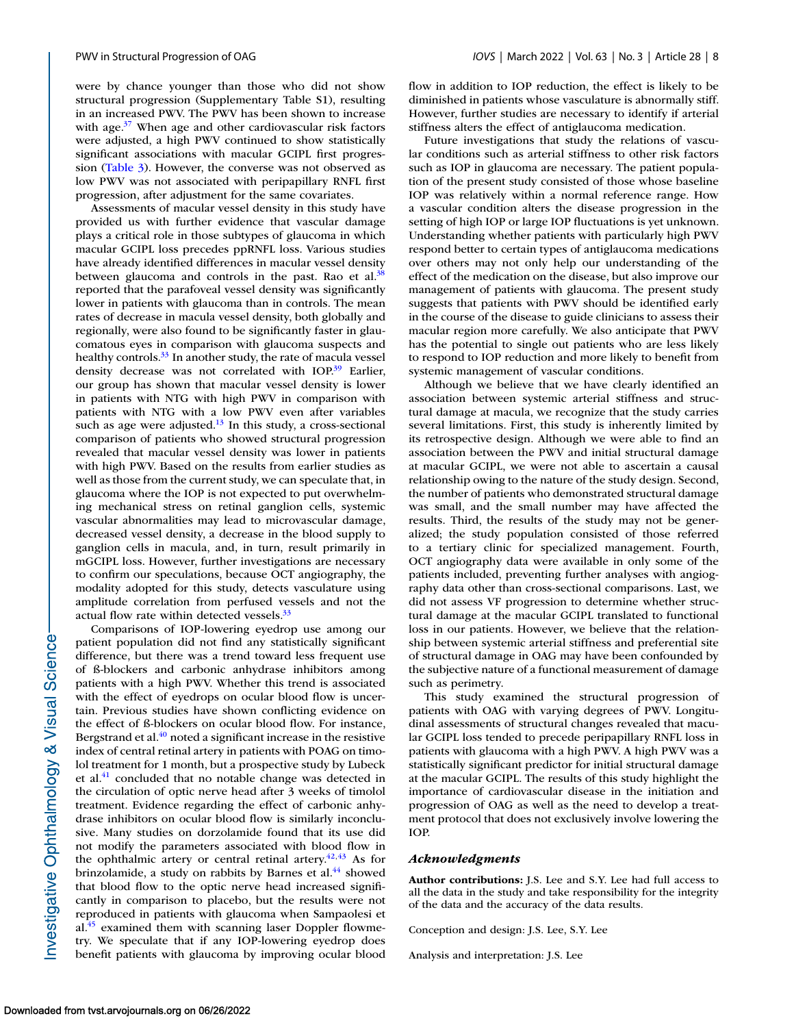were by chance younger than those who did not show structural progression (Supplementary Table S1), resulting in an increased PWV. The PWV has been shown to increase with age.[37] When age and other cardiovascular risk factors were adjusted, a high PWV continued to show statistically significant associations with macular GCIPL first progression (Table 3). However, the converse was not observed as low PWV was not associated with peripapillary RNFL first progression, after adjustment for the same covariates.

Assessments of macular vessel density in this study have provided us with further evidence that vascular damage plays a critical role in those subtypes of glaucoma in which macular GCIPL loss precedes ppRNFL loss. Various studies have already identified differences in macular vessel density between glaucoma and controls in the past. Rao et al.[38] reported that the parafoveal vessel density was significantly lower in patients with glaucoma than in controls. The mean rates of decrease in macula vessel density, both globally and regionally, were also found to be significantly faster in glaucomatous eyes in comparison with glaucoma suspects and healthy controls.[33] In another study, the rate of macula vessel density decrease was not correlated with IOP.[39] Earlier, our group has shown that macular vessel density is lower in patients with NTG with high PWV in comparison with patients with NTG with a low PWV even after variables such as age were adjusted.[13] In this study, a cross-sectional comparison of patients who showed structural progression revealed that macular vessel density was lower in patients with high PWV. Based on the results from earlier studies as well as those from the current study, we can speculate that, in glaucoma where the IOP is not expected to put overwhelming mechanical stress on retinal ganglion cells, systemic vascular abnormalities may lead to microvascular damage, decreased vessel density, a decrease in the blood supply to ganglion cells in macula, and, in turn, result primarily in mGCIPL loss. However, further investigations are necessary to confirm our speculations, because OCT angiography, the modality adopted for this study, detects vasculature using amplitude correlation from perfused vessels and not the actual flow rate within detected vessels.[33]

Comparisons of IOP-lowering eyedrop use among our patient population did not find any statistically significant difference, but there was a trend toward less frequent use of ß-blockers and carbonic anhydrase inhibitors among patients with a high PWV. Whether this trend is associated with the effect of eyedrops on ocular blood flow is uncertain. Previous studies have shown conflicting evidence on the effect of ß-blockers on ocular blood flow. For instance, Bergstrand et al.[40] noted a significant increase in the resistive index of central retinal artery in patients with POAG on timolol treatment for 1 month, but a prospective study by Lubeck et al.[41] concluded that no notable change was detected in the circulation of optic nerve head after 3 weeks of timolol treatment. Evidence regarding the effect of carbonic anhydrase inhibitors on ocular blood flow is similarly inconclusive. Many studies on dorzolamide found that its use did not modify the parameters associated with blood flow in the ophthalmic artery or central retinal artery.[42,43] As for brinzolamide, a study on rabbits by Barnes et al.[44] showed that blood flow to the optic nerve head increased significantly in comparison to placebo, but the results were not reproduced in patients with glaucoma when Sampaolesi et al.[45] examined them with scanning laser Doppler flowmetry. We speculate that if any IOP-lowering eyedrop does benefit patients with glaucoma by improving ocular blood flow in addition to IOP reduction, the effect is likely to be diminished in patients whose vasculature is abnormally stiff. However, further studies are necessary to identify if arterial stiffness alters the effect of antiglaucoma medication.

Future investigations that study the relations of vascular conditions such as arterial stiffness to other risk factors such as IOP in glaucoma are necessary. The patient population of the present study consisted of those whose baseline IOP was relatively within a normal reference range. How a vascular condition alters the disease progression in the setting of high IOP or large IOP fluctuations is yet unknown. Understanding whether patients with particularly high PWV respond better to certain types of antiglaucoma medications over others may not only help our understanding of the effect of the medication on the disease, but also improve our management of patients with glaucoma. The present study suggests that patients with PWV should be identified early in the course of the disease to guide clinicians to assess their macular region more carefully. We also anticipate that PWV has the potential to single out patients who are less likely to respond to IOP reduction and more likely to benefit from systemic management of vascular conditions.

Although we believe that we have clearly identified an association between systemic arterial stiffness and structural damage at macula, we recognize that the study carries several limitations. First, this study is inherently limited by its retrospective design. Although we were able to find an association between the PWV and initial structural damage at macular GCIPL, we were not able to ascertain a causal relationship owing to the nature of the study design. Second, the number of patients who demonstrated structural damage was small, and the small number may have affected the results. Third, the results of the study may not be generalized; the study population consisted of those referred to a tertiary clinic for specialized management. Fourth, OCT angiography data were available in only some of the patients included, preventing further analyses with angiography data other than cross-sectional comparisons. Last, we did not assess VF progression to determine whether structural damage at the macular GCIPL translated to functional loss in our patients. However, we believe that the relationship between systemic arterial stiffness and preferential site of structural damage in OAG may have been confounded by the subjective nature of a functional measurement of damage such as perimetry.

This study examined the structural progression of patients with OAG with varying degrees of PWV. Longitudinal assessments of structural changes revealed that macular GCIPL loss tended to precede peripapillary RNFL loss in patients with glaucoma with a high PWV. A high PWV was a statistically significant predictor for initial structural damage at the macular GCIPL. The results of this study highlight the importance of cardiovascular disease in the initiation and progression of OAG as well as the need to develop a treatment protocol that does not exclusively involve lowering the IOP.

### *Acknowledgments*

**Author contributions:** J.S. Lee and S.Y. Lee had full access to all the data in the study and take responsibility for the integrity of the data and the accuracy of the data results.

Conception and design: J.S. Lee, S.Y. Lee

Analysis and interpretation: J.S. Lee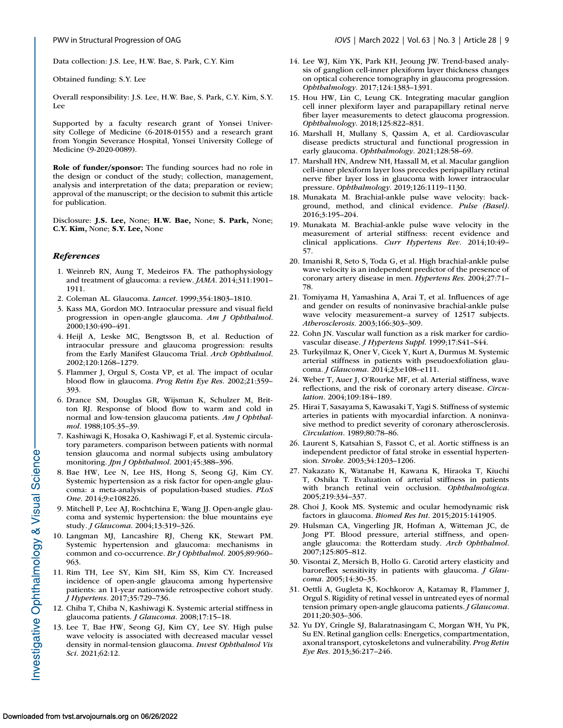Data collection: J.S. Lee, H.W. Bae, S. Park, C.Y. Kim

Obtained funding: S.Y. Lee

Overall responsibility: J.S. Lee, H.W. Bae, S. Park, C.Y. Kim, S.Y. Lee

Supported by a faculty research grant of Yonsei University College of Medicine (6-2018-0155) and a research grant from Yongin Severance Hospital, Yonsei University College of Medicine (9-2020-0089).

**Role of funder/sponsor:** The funding sources had no role in the design or conduct of the study; collection, management, analysis and interpretation of the data; preparation or review; approval of the manuscript; or the decision to submit this article for publication.

Disclosure: **J.S. Lee,** None; **H.W. Bae,** None; **S. Park,** None; **C.Y. Kim,** None; **S.Y. Lee,** None

## *References*

1. Weinreb RN, Aung T, Medeiros FA. The pathophysiology and treatment of glaucoma: a review. *JAMA*. 2014;311:1901–1911.
2. Coleman AL. Glaucoma. *Lancet*. 1999;354:1803–1810.
3. Kass MA, Gordon MO. Intraocular pressure and visual field progression in open-angle glaucoma. *Am J Ophthalmol*. 2000;130:490–491.
4. Heijl A, Leske MC, Bengtsson B, et al. Reduction of intraocular pressure and glaucoma progression: results from the Early Manifest Glaucoma Trial. *Arch Ophthalmol*. 2002;120:1268–1279.
5. Flammer J, Orgul S, Costa VP, et al. The impact of ocular blood flow in glaucoma. *Prog Retin Eye Res*. 2002;21:359–393.
6. Drance SM, Douglas GR, Wijsman K, Schulzer M, Britton RJ. Response of blood flow to warm and cold in normal and low-tension glaucoma patients. *Am J Ophthalmol*. 1988;105:35–39.
7. Kashiwagi K, Hosaka O, Kashiwagi F, et al. Systemic circulatory parameters. comparison between patients with normal tension glaucoma and normal subjects using ambulatory monitoring. *Jpn J Ophthalmol*. 2001;45:388–396.
8. Bae HW, Lee N, Lee HS, Hong S, Seong GJ, Kim CY. Systemic hypertension as a risk factor for open-angle glaucoma: a meta-analysis of population-based studies. *PLoS One*. 2014;9:e108226.
9. Mitchell P, Lee AJ, Rochtchina E, Wang JJ. Open-angle glaucoma and systemic hypertension: the blue mountains eye study. *J Glaucoma*. 2004;13:319–326.
10. Langman MJ, Lancashire RJ, Cheng KK, Stewart PM. Systemic hypertension and glaucoma: mechanisms in common and co-occurrence. *Br J Ophthalmol*. 2005;89:960–963.
11. Rim TH, Lee SY, Kim SH, Kim SS, Kim CY. Increased incidence of open-angle glaucoma among hypertensive patients: an 11-year nationwide retrospective cohort study. *J Hypertens*. 2017;35:729–736.
12. Chiba T, Chiba N, Kashiwagi K. Systemic arterial stiffness in glaucoma patients. *J Glaucoma*. 2008;17:15–18.
13. Lee T, Bae HW, Seong GJ, Kim CY, Lee SY. High pulse wave velocity is associated with decreased macular vessel density in normal-tension glaucoma. *Invest Ophthalmol Vis Sci*. 2021;62:12.
14. Lee WJ, Kim YK, Park KH, Jeoung JW. Trend-based analysis of ganglion cell-inner plexiform layer thickness changes on optical coherence tomography in glaucoma progression. *Ophthalmology*. 2017;124:1383–1391.
15. Hou HW, Lin C, Leung CK. Integrating macular ganglion cell inner plexiform layer and parapapillary retinal nerve fiber layer measurements to detect glaucoma progression. *Ophthalmology*. 2018;125:822–831.
16. Marshall H, Mullany S, Qassim A, et al. Cardiovascular disease predicts structural and functional progression in early glaucoma. *Ophthalmology*. 2021;128:58–69.
17. Marshall HN, Andrew NH, Hassall M, et al. Macular ganglion cell-inner plexiform layer loss precedes peripapillary retinal nerve fiber layer loss in glaucoma with lower intraocular pressure. *Ophthalmology*. 2019;126:1119–1130.
18. Munakata M. Brachial-ankle pulse wave velocity: background, method, and clinical evidence. *Pulse (Basel)*. 2016;3:195–204.
19. Munakata M. Brachial-ankle pulse wave velocity in the measurement of arterial stiffness: recent evidence and clinical applications. *Curr Hypertens Rev*. 2014;10:49–57.
20. Imanishi R, Seto S, Toda G, et al. High brachial-ankle pulse wave velocity is an independent predictor of the presence of coronary artery disease in men. *Hypertens Res*. 2004;27:71–78.
21. Tomiyama H, Yamashina A, Arai T, et al. Influences of age and gender on results of noninvasive brachial-ankle pulse wave velocity measurement–a survey of 12517 subjects. *Atherosclerosis*. 2003;166:303–309.
22. Cohn JN. Vascular wall function as a risk marker for cardiovascular disease. *J Hypertens Suppl*. 1999;17:S41–S44.
23. Turkyilmaz K, Oner V, Cicek Y, Kurt A, Durmus M. Systemic arterial stiffness in patients with pseudoexfoliation glaucoma. *J Glaucoma*. 2014;23:e108–e111.
24. Weber T, Auer J, O'Rourke MF, et al. Arterial stiffness, wave reflections, and the risk of coronary artery disease. *Circulation*. 2004;109:184–189.
25. Hirai T, Sasayama S, Kawasaki T, Yagi S. Stiffness of systemic arteries in patients with myocardial infarction. A noninvasive method to predict severity of coronary atherosclerosis. *Circulation*. 1989;80:78–86.
26. Laurent S, Katsahian S, Fassot C, et al. Aortic stiffness is an independent predictor of fatal stroke in essential hypertension. *Stroke*. 2003;34:1203–1206.
27. Nakazato K, Watanabe H, Kawana K, Hiraoka T, Kiuchi T, Oshika T. Evaluation of arterial stiffness in patients with branch retinal vein occlusion. *Ophthalmologica*. 2005;219:334–337.
28. Choi J, Kook MS. Systemic and ocular hemodynamic risk factors in glaucoma. *Biomed Res Int*. 2015;2015:141905.
29. Hulsman CA, Vingerling JR, Hofman A, Witteman JC, de Jong PT. Blood pressure, arterial stiffness, and open-angle glaucoma: the Rotterdam study. *Arch Ophthalmol*. 2007;125:805–812.
30. Visontai Z, Mersich B, Hollo G. Carotid artery elasticity and baroreflex sensitivity in patients with glaucoma. *J Glaucoma*. 2005;14:30–35.
31. Oettli A, Gugleta K, Kochkorov A, Katamay R, Flammer J, Orgul S. Rigidity of retinal vessel in untreated eyes of normal tension primary open-angle glaucoma patients. *J Glaucoma*. 2011;20:303–306.
32. Yu DY, Cringle SJ, Balaratnasingam C, Morgan WH, Yu PK, Su EN. Retinal ganglion cells: Energetics, compartmentation, axonal transport, cytoskeletons and vulnerability. *Prog Retin Eye Res*. 2013;36:217–246.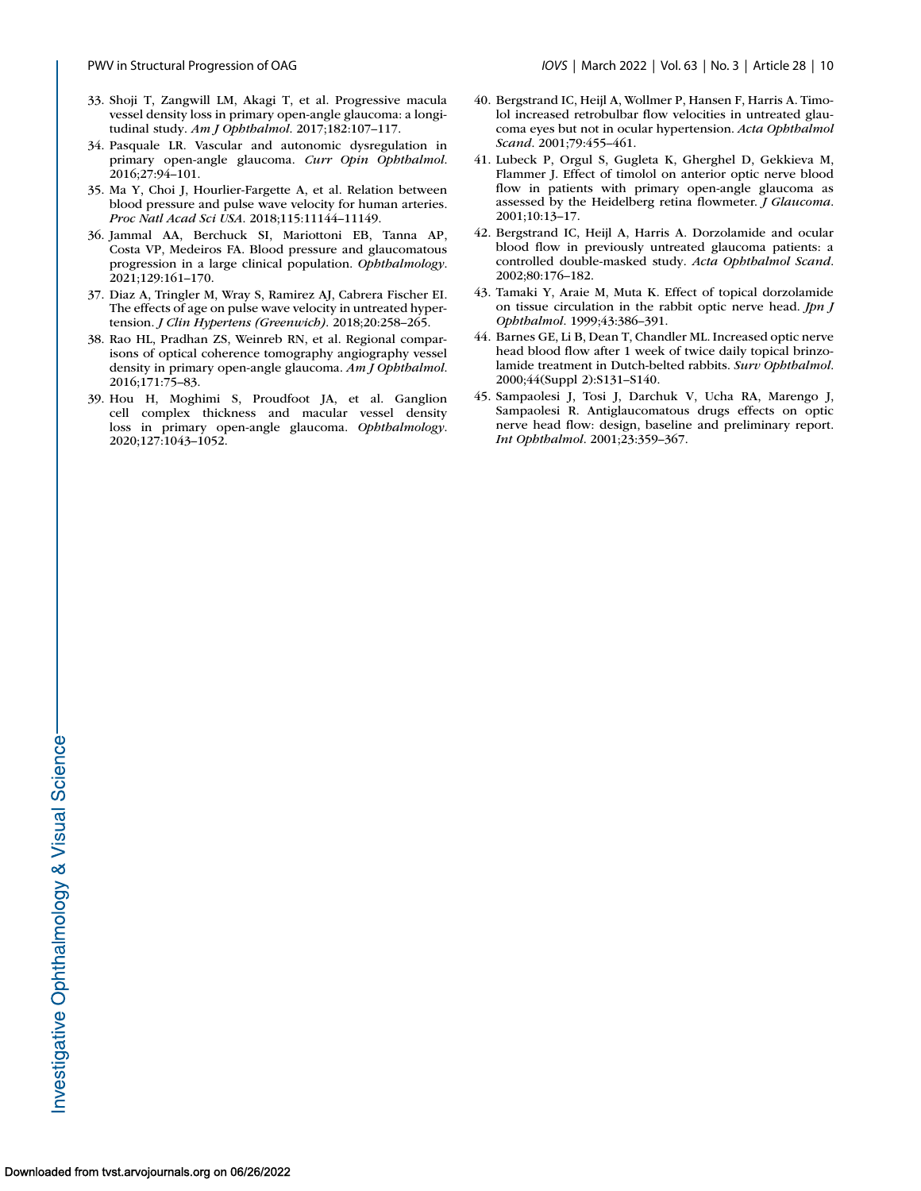33. Shoji T, Zangwill LM, Akagi T, et al. Progressive macula vessel density loss in primary open-angle glaucoma: a longitudinal study. *Am J Ophthalmol*. 2017;182:107–117.
34. Pasquale LR. Vascular and autonomic dysregulation in primary open-angle glaucoma. *Curr Opin Ophthalmol*. 2016;27:94–101.
35. Ma Y, Choi J, Hourlier-Fargette A, et al. Relation between blood pressure and pulse wave velocity for human arteries. *Proc Natl Acad Sci USA*. 2018;115:11144–11149.
36. Jammal AA, Berchuck SI, Mariottoni EB, Tanna AP, Costa VP, Medeiros FA. Blood pressure and glaucomatous progression in a large clinical population. *Ophthalmology*. 2021;129:161–170.
37. Diaz A, Tringler M, Wray S, Ramirez AJ, Cabrera Fischer EI. The effects of age on pulse wave velocity in untreated hypertension. *J Clin Hypertens (Greenwich)*. 2018;20:258–265.
38. Rao HL, Pradhan ZS, Weinreb RN, et al. Regional comparisons of optical coherence tomography angiography vessel density in primary open-angle glaucoma. *Am J Ophthalmol*. 2016;171:75–83.
39. Hou H, Moghimi S, Proudfoot JA, et al. Ganglion cell complex thickness and macular vessel density loss in primary open-angle glaucoma. *Ophthalmology*. 2020;127:1043–1052.
40. Bergstrand IC, Heijl A, Wollmer P, Hansen F, Harris A. Timolol increased retrobulbar flow velocities in untreated glaucoma eyes but not in ocular hypertension. *Acta Ophthalmol Scand*. 2001;79:455–461.
41. Lubeck P, Orgul S, Gugleta K, Gherghel D, Gekkieva M, Flammer J. Effect of timolol on anterior optic nerve blood flow in patients with primary open-angle glaucoma as assessed by the Heidelberg retina flowmeter. *J Glaucoma*. 2001;10:13–17.
42. Bergstrand IC, Heijl A, Harris A. Dorzolamide and ocular blood flow in previously untreated glaucoma patients: a controlled double-masked study. *Acta Ophthalmol Scand*. 2002;80:176–182.
43. Tamaki Y, Araie M, Muta K. Effect of topical dorzolamide on tissue circulation in the rabbit optic nerve head. *Jpn J Ophthalmol*. 1999;43:386–391.
44. Barnes GE, Li B, Dean T, Chandler ML. Increased optic nerve head blood flow after 1 week of twice daily topical brinzolamide treatment in Dutch-belted rabbits. *Surv Ophthalmol*. 2000;44(Suppl 2):S131–S140.
45. Sampaolesi J, Tosi J, Darchuk V, Ucha RA, Marengo J, Sampaolesi R. Antiglaucomatous drugs effects on optic nerve head flow: design, baseline and preliminary report. *Int Ophthalmol*. 2001;23:359–367.